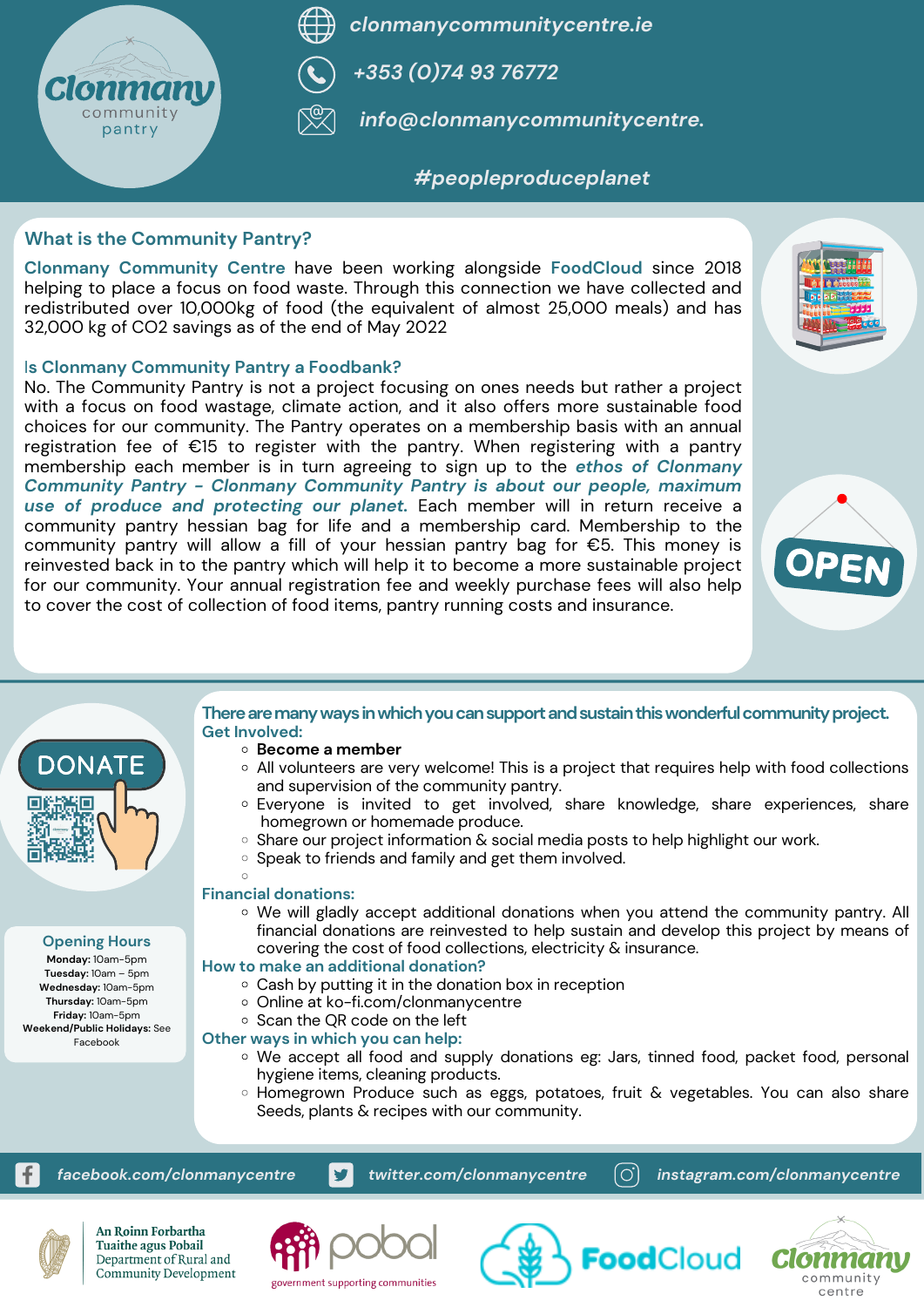Clonmany community pantry

clonmanycommunitycentre.ie

+353 (0)74 93 76772

info@clonmanycommunitycentre.

#peopleproduceplanet

## What is the Community Pantry?

**Clonmany Community Centre** have been working alongside **FoodCloud** since 2018 helping to place a focus on food waste. Through this connection we have collected and redistributed over 10,000kg of food (the equivalent of almost 25,000 meals) and has 32,000 kg of $CO_2$ savings as of the end of May 2022

### Is Clonmany Community Pantry a Foodbank?

No. The Community Pantry is not a project focusing on ones needs but rather a project with a focus on food wastage, climate action, and it also offers more sustainable food choices for our community. The Pantry operates on a membership basis with an annual registration fee of €15 to register with the pantry. When registering with a pantry membership each member is in turn agreeing to sign up to the ***ethos of Clonmany Community Pantry - Clonmany Community Pantry is about our people, maximum use of produce and protecting our planet.*** Each member will in return receive a community pantry hessian bag for life and a membership card. Membership to the community pantry will allow a fill of your hessian pantry bag for €5. This money is reinvested back in to the pantry which will help it to become a more sustainable project for our community. Your annual registration fee and weekly purchase fees will also help to cover the cost of collection of food items, pantry running costs and insurance.

OPEN

DONATE

### Opening Hours

**Monday:** 10am-5pm
**Tuesday:** 10am – 5pm
**Wednesday:** 10am-5pm
**Thursday:** 10am-5pm
**Friday:** 10am-5pm
**Weekend/Public Holidays:** See Facebook

## There are many ways in which you can support and sustain this wonderful community project.

### Get Involved:

- **Become a member**
- All volunteers are very welcome! This is a project that requires help with food collections and supervision of the community pantry.
- Everyone is invited to get involved, share knowledge, share experiences, share homegrown or homemade produce.
- Share our project information & social media posts to help highlight our work.
- Speak to friends and family and get them involved.

### Financial donations:

- We will gladly accept additional donations when you attend the community pantry. All financial donations are reinvested to help sustain and develop this project by means of covering the cost of food collections, electricity & insurance.

### How to make an additional donation?

- Cash by putting it in the donation box in reception
- Online at ko-fi.com/clonmanycentre
- Scan the QR code on the left

### Other ways in which you can help:

- We accept all food and supply donations eg: Jars, tinned food, packet food, personal hygiene items, cleaning products.
- Homegrown Produce such as eggs, potatoes, fruit & vegetables. You can also share Seeds, plants & recipes with our community.

facebook.com/clonmanycentre | twitter.com/clonmanycentre | instagram.com/clonmanycentre

An Roinn Forbartha Tuaithe agus Pobail
Department of Rural and Community Development

pobal
government supporting communities

FoodCloud

Clonmany community centre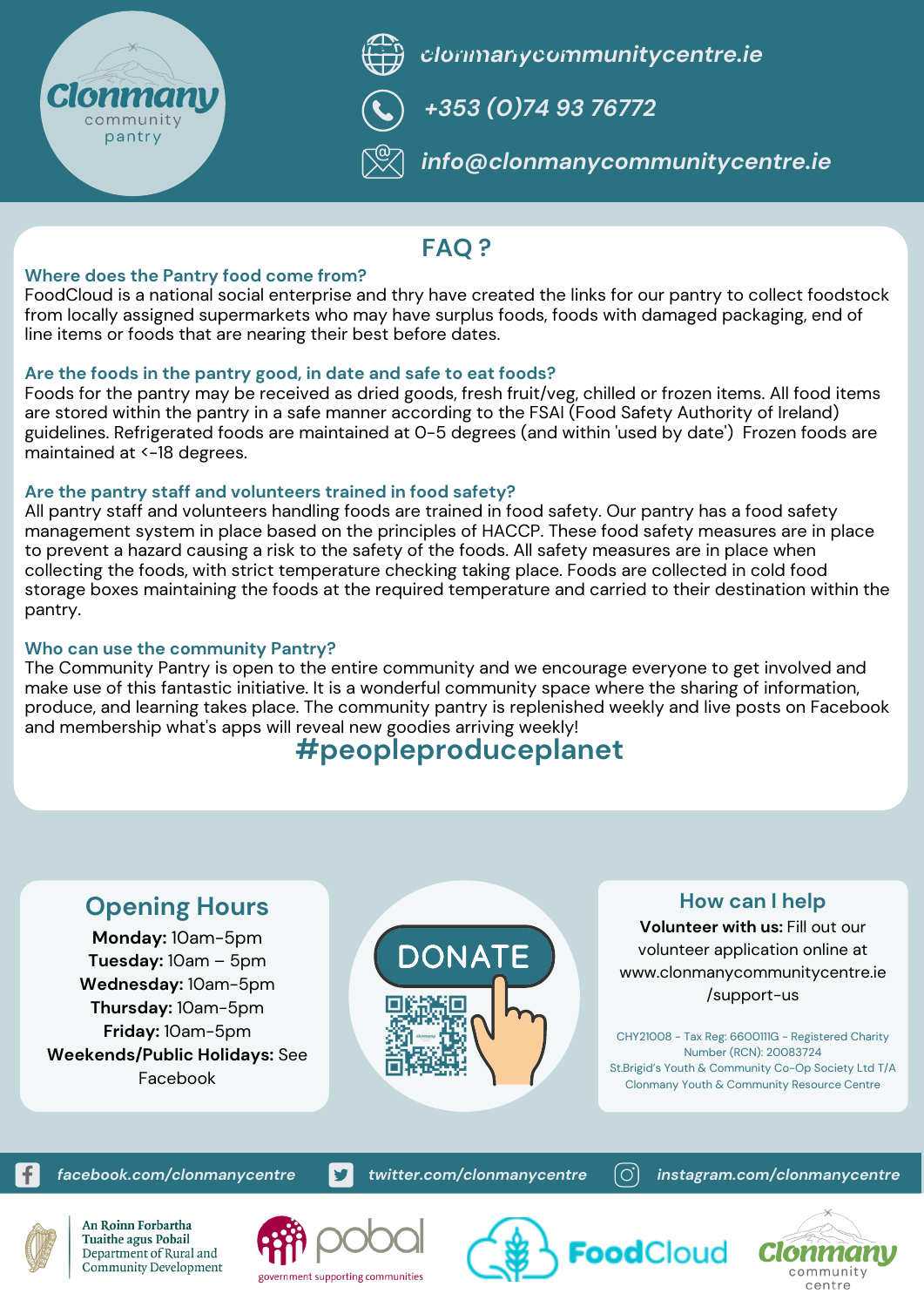Clonmany community pantry

clonmanycommunitycentre.ie

+353 (0)74 93 76772

info@clonmanycommunitycentre.ie

## FAQ ?

**Where does the Pantry food come from?**
FoodCloud is a national social enterprise and thry have created the links for our pantry to collect foodstock from locally assigned supermarkets who may have surplus foods, foods with damaged packaging, end of line items or foods that are nearing their best before dates.

**Are the foods in the pantry good, in date and safe to eat foods?**
Foods for the pantry may be received as dried goods, fresh fruit/veg, chilled or frozen items. All food items are stored within the pantry in a safe manner according to the FSAI (Food Safety Authority of Ireland) guidelines. Refrigerated foods are maintained at 0-5 degrees (and within 'used by date') Frozen foods are maintained at <-18 degrees.

**Are the pantry staff and volunteers trained in food safety?**
All pantry staff and volunteers handling foods are trained in food safety. Our pantry has a food safety management system in place based on the principles of HACCP. These food safety measures are in place to prevent a hazard causing a risk to the safety of the foods. All safety measures are in place when collecting the foods, with strict temperature checking taking place. Foods are collected in cold food storage boxes maintaining the foods at the required temperature and carried to their destination within the pantry.

**Who can use the community Pantry?**
The Community Pantry is open to the entire community and we encourage everyone to get involved and make use of this fantastic initiative. It is a wonderful community space where the sharing of information, produce, and learning takes place. The community pantry is replenished weekly and live posts on Facebook and membership what's apps will reveal new goodies arriving weekly!

**#peopleproduceplanet**

## Opening Hours

**Monday:** 10am-5pm
**Tuesday:** 10am – 5pm
**Wednesday:** 10am-5pm
**Thursday:** 10am-5pm
**Friday:** 10am-5pm
**Weekends/Public Holidays:** See Facebook

DONATE

## How can I help

**Volunteer with us:** Fill out our volunteer application online at www.clonmanycommunitycentre.ie /support-us

CHY21008 - Tax Reg: 6600111G - Registered Charity Number (RCN): 20083724
St.Brigid's Youth & Community Co-Op Society Ltd T/A Clonmany Youth & Community Resource Centre

facebook.com/clonmanycentre

twitter.com/clonmanycentre

instagram.com/clonmanycentre

An Roinn Forbartha Tuaithe agus Pobail
Department of Rural and Community Development

pobal
government supporting communities

FoodCloud

Clonmany community centre